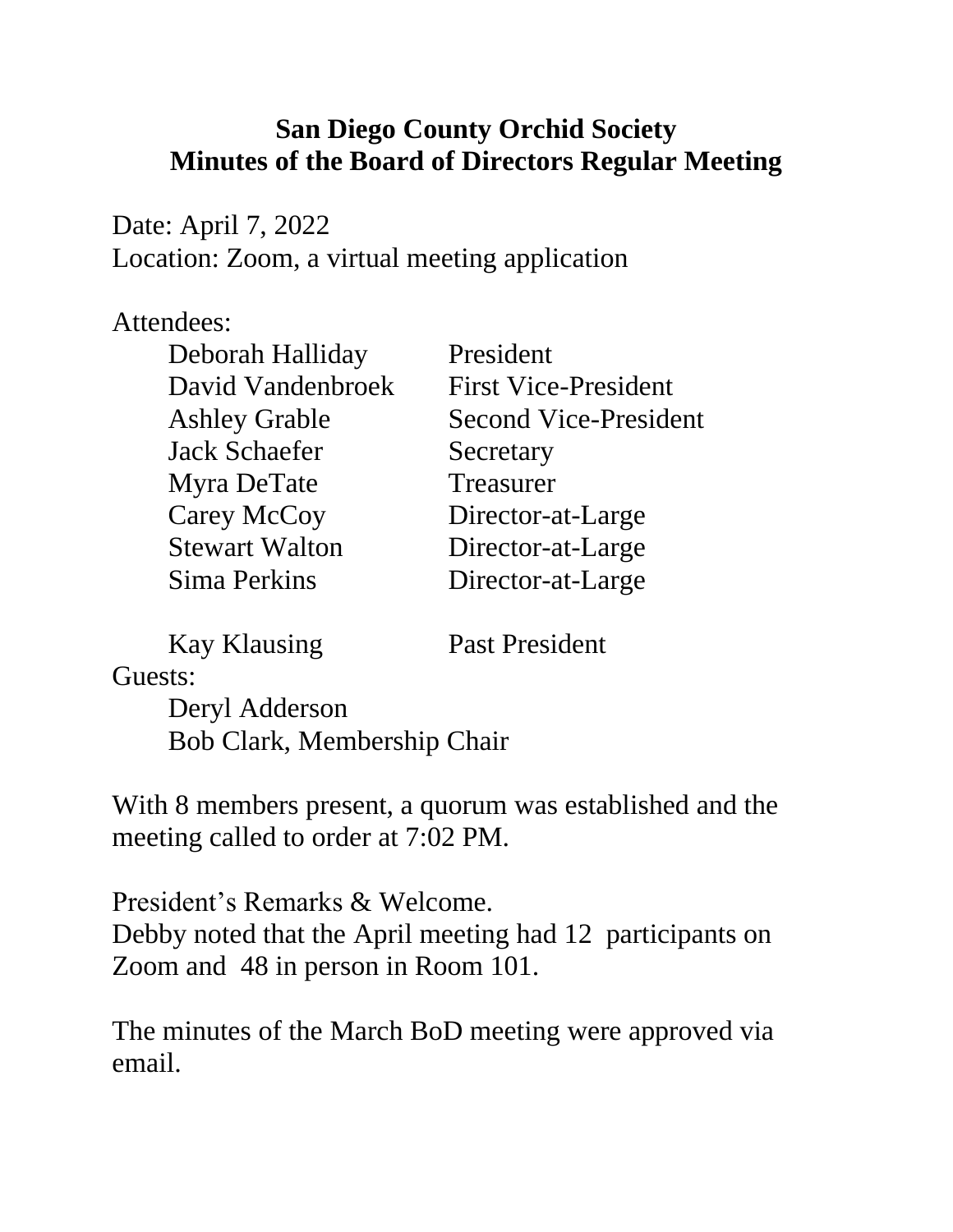# San Diego County Orchid Society
## Minutes of the Board of Directors Regular Meeting

Date: April 7, 2022
Location: Zoom, a virtual meeting application

Attendees:

| | |
|---|---|
| Deborah Halliday | President |
| David Vandenbroek | First Vice-President |
| Ashley Grable | Second Vice-President |
| Jack Schaefer | Secretary |
| Myra DeTate | Treasurer |
| Carey McCoy | Director-at-Large |
| Stewart Walton | Director-at-Large |
| Sima Perkins | Director-at-Large |
| | |
| Kay Klausing | Past President |

Guests:

- Deryl Adderson
- Bob Clark, Membership Chair

With 8 members present, a quorum was established and the meeting called to order at 7:02 PM.

President's Remarks & Welcome.
Debby noted that the April meeting had 12 participants on Zoom and 48 in person in Room 101.

The minutes of the March BoD meeting were approved via email.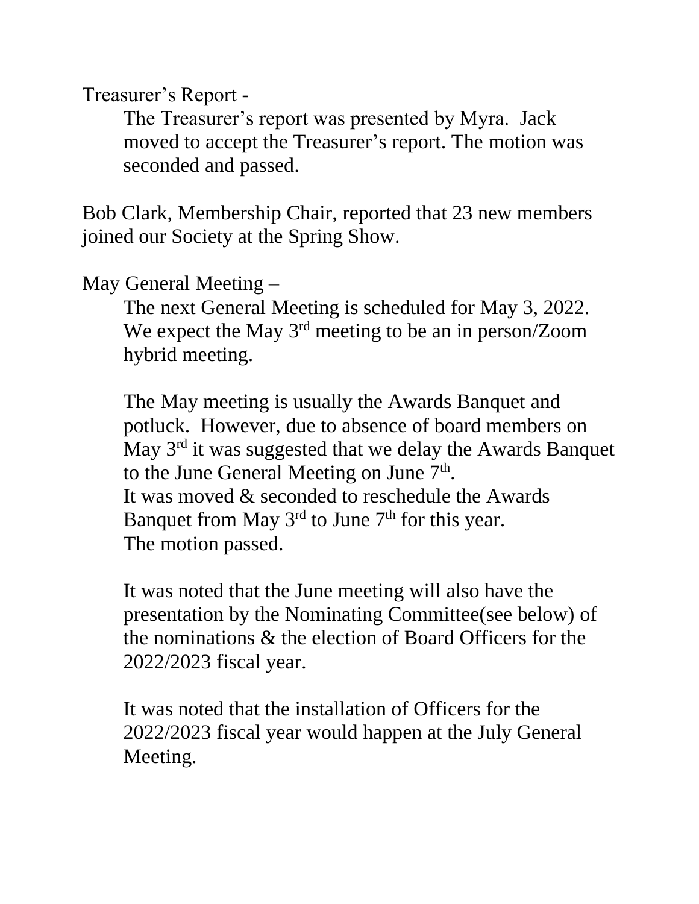Treasurer's Report -

The Treasurer's report was presented by Myra. Jack moved to accept the Treasurer's report. The motion was seconded and passed.

Bob Clark, Membership Chair, reported that 23 new members joined our Society at the Spring Show.

May General Meeting –

The next General Meeting is scheduled for May 3, 2022. We expect the May 3rd meeting to be an in person/Zoom hybrid meeting.

The May meeting is usually the Awards Banquet and potluck. However, due to absence of board members on May 3rd it was suggested that we delay the Awards Banquet to the June General Meeting on June 7th.
It was moved & seconded to reschedule the Awards Banquet from May 3rd to June 7th for this year.
The motion passed.

It was noted that the June meeting will also have the presentation by the Nominating Committee(see below) of the nominations & the election of Board Officers for the 2022/2023 fiscal year.

It was noted that the installation of Officers for the 2022/2023 fiscal year would happen at the July General Meeting.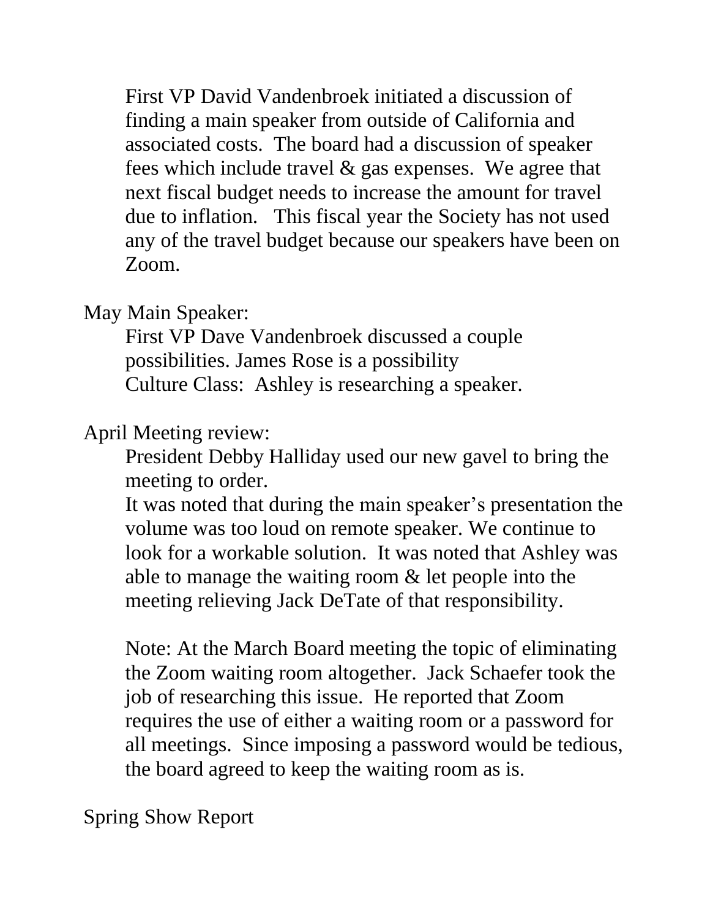First VP David Vandenbroek initiated a discussion of finding a main speaker from outside of California and associated costs. The board had a discussion of speaker fees which include travel & gas expenses. We agree that next fiscal budget needs to increase the amount for travel due to inflation. This fiscal year the Society has not used any of the travel budget because our speakers have been on Zoom.

May Main Speaker:

First VP Dave Vandenbroek discussed a couple possibilities. James Rose is a possibility
Culture Class: Ashley is researching a speaker.

April Meeting review:

President Debby Halliday used our new gavel to bring the meeting to order.
It was noted that during the main speaker's presentation the volume was too loud on remote speaker. We continue to look for a workable solution. It was noted that Ashley was able to manage the waiting room & let people into the meeting relieving Jack DeTate of that responsibility.

Note: At the March Board meeting the topic of eliminating the Zoom waiting room altogether. Jack Schaefer took the job of researching this issue. He reported that Zoom requires the use of either a waiting room or a password for all meetings. Since imposing a password would be tedious, the board agreed to keep the waiting room as is.

Spring Show Report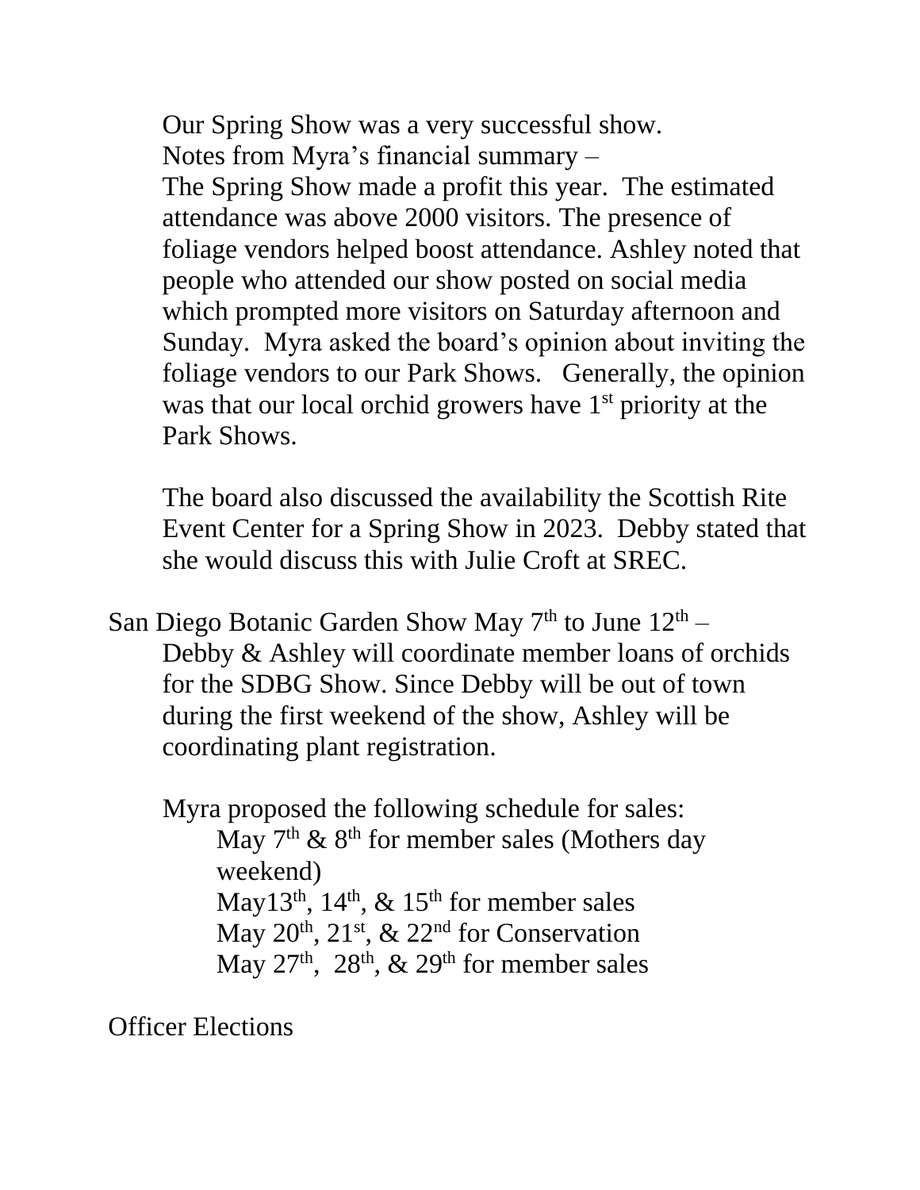Our Spring Show was a very successful show.

Notes from Myra's financial summary –

The Spring Show made a profit this year. The estimated attendance was above 2000 visitors. The presence of foliage vendors helped boost attendance. Ashley noted that people who attended our show posted on social media which prompted more visitors on Saturday afternoon and Sunday. Myra asked the board's opinion about inviting the foliage vendors to our Park Shows. Generally, the opinion was that our local orchid growers have 1st priority at the Park Shows.

The board also discussed the availability the Scottish Rite Event Center for a Spring Show in 2023. Debby stated that she would discuss this with Julie Croft at SREC.

San Diego Botanic Garden Show May 7th to June 12th –

Debby & Ashley will coordinate member loans of orchids for the SDBG Show. Since Debby will be out of town during the first weekend of the show, Ashley will be coordinating plant registration.

Myra proposed the following schedule for sales:

- May 7th & 8th for member sales (Mothers day weekend)
- May13th, 14th, & 15th for member sales
- May 20th, 21st, & 22nd for Conservation
- May 27th, 28th, & 29th for member sales

Officer Elections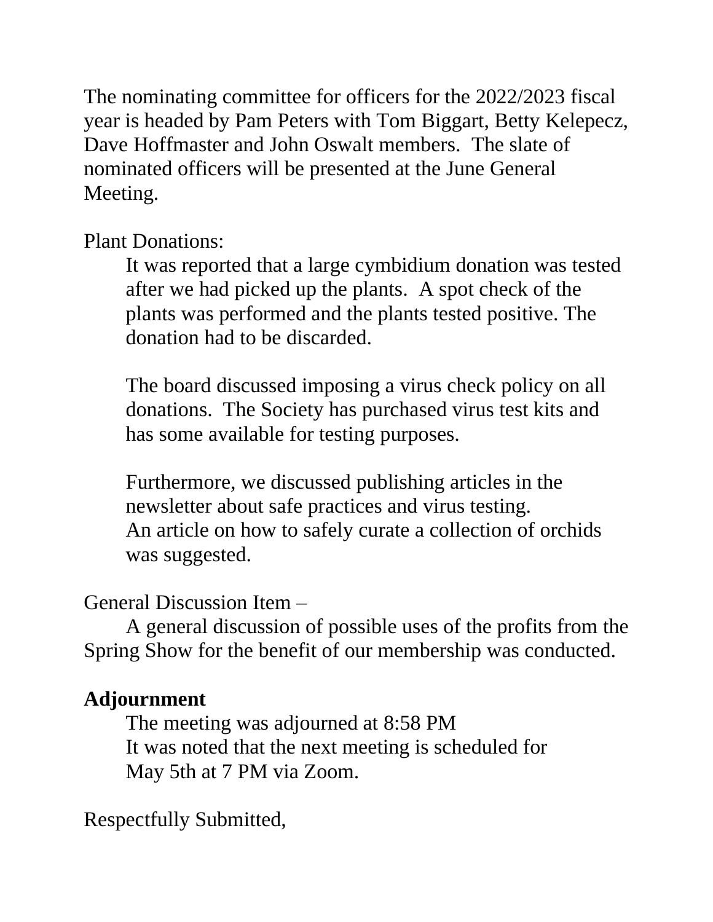The nominating committee for officers for the 2022/2023 fiscal year is headed by Pam Peters with Tom Biggart, Betty Kelepecz, Dave Hoffmaster and John Oswalt members. The slate of nominated officers will be presented at the June General Meeting.

Plant Donations:

It was reported that a large cymbidium donation was tested after we had picked up the plants. A spot check of the plants was performed and the plants tested positive. The donation had to be discarded.

The board discussed imposing a virus check policy on all donations. The Society has purchased virus test kits and has some available for testing purposes.

Furthermore, we discussed publishing articles in the newsletter about safe practices and virus testing. An article on how to safely curate a collection of orchids was suggested.

General Discussion Item –

A general discussion of possible uses of the profits from the Spring Show for the benefit of our membership was conducted.

**Adjournment**

The meeting was adjourned at 8:58 PM
It was noted that the next meeting is scheduled for May 5th at 7 PM via Zoom.

Respectfully Submitted,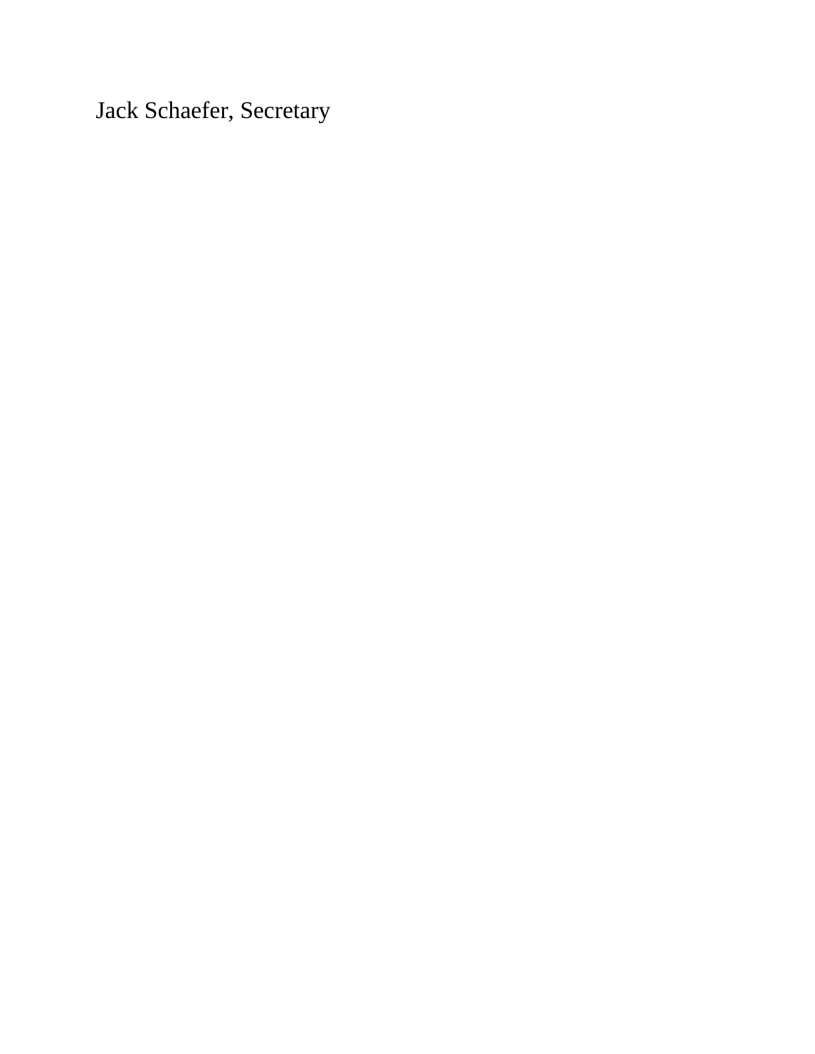Jack Schaefer, Secretary